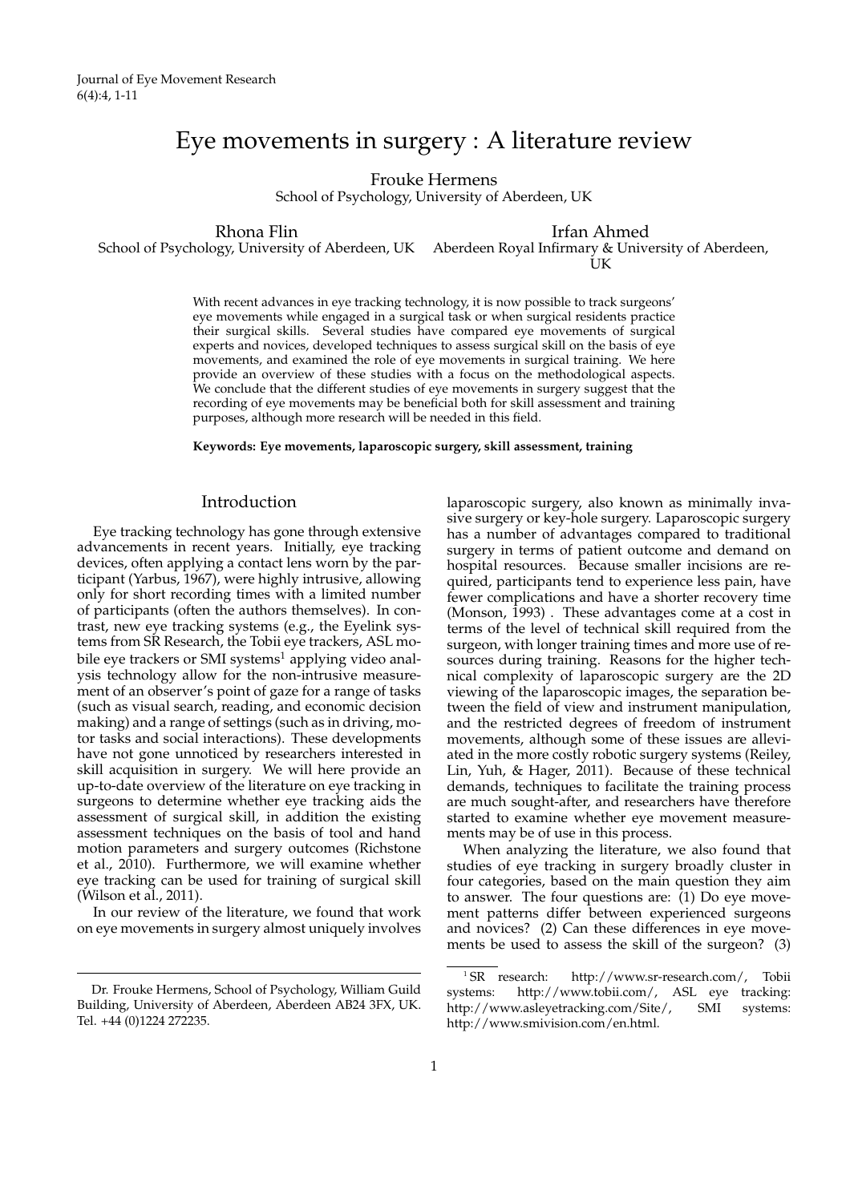# Eye movements in surgery : A literature review

Frouke Hermens
School of Psychology, University of Aberdeen, UK

Rhona Flin
School of Psychology, University of Aberdeen, UK

Irfan Ahmed
Aberdeen Royal Infirmary & University of Aberdeen, UK

With recent advances in eye tracking technology, it is now possible to track surgeons' eye movements while engaged in a surgical task or when surgical residents practice their surgical skills. Several studies have compared eye movements of surgical experts and novices, developed techniques to assess surgical skill on the basis of eye movements, and examined the role of eye movements in surgical training. We here provide an overview of these studies with a focus on the methodological aspects. We conclude that the different studies of eye movements in surgery suggest that the recording of eye movements may be beneficial both for skill assessment and training purposes, although more research will be needed in this field.

**Keywords: Eye movements, laparoscopic surgery, skill assessment, training**

## Introduction

Eye tracking technology has gone through extensive advancements in recent years. Initially, eye tracking devices, often applying a contact lens worn by the participant (Yarbus, 1967), were highly intrusive, allowing only for short recording times with a limited number of participants (often the authors themselves). In contrast, new eye tracking systems (e.g., the Eyelink systems from SR Research, the Tobii eye trackers, ASL mobile eye trackers or SMI systems[1] applying video analysis technology allow for the non-intrusive measurement of an observer's point of gaze for a range of tasks (such as visual search, reading, and economic decision making) and a range of settings (such as in driving, motor tasks and social interactions). These developments have not gone unnoticed by researchers interested in skill acquisition in surgery. We will here provide an up-to-date overview of the literature on eye tracking in surgeons to determine whether eye tracking aids the assessment of surgical skill, in addition the existing assessment techniques on the basis of tool and hand motion parameters and surgery outcomes (Richstone et al., 2010). Furthermore, we will examine whether eye tracking can be used for training of surgical skill (Wilson et al., 2011).

In our review of the literature, we found that work on eye movements in surgery almost uniquely involves laparoscopic surgery, also known as minimally invasive surgery or key-hole surgery. Laparoscopic surgery has a number of advantages compared to traditional surgery in terms of patient outcome and demand on hospital resources. Because smaller incisions are required, participants tend to experience less pain, have fewer complications and have a shorter recovery time (Monson, 1993) . These advantages come at a cost in terms of the level of technical skill required from the surgeon, with longer training times and more use of resources during training. Reasons for the higher technical complexity of laparoscopic surgery are the 2D viewing of the laparoscopic images, the separation between the field of view and instrument manipulation, and the restricted degrees of freedom of instrument movements, although some of these issues are alleviated in the more costly robotic surgery systems (Reiley, Lin, Yuh, & Hager, 2011). Because of these technical demands, techniques to facilitate the training process are much sought-after, and researchers have therefore started to examine whether eye movement measurements may be of use in this process.

When analyzing the literature, we also found that studies of eye tracking in surgery broadly cluster in four categories, based on the main question they aim to answer. The four questions are: (1) Do eye movement patterns differ between experienced surgeons and novices? (2) Can these differences in eye movements be used to assess the skill of the surgeon? (3)

---

Dr. Frouke Hermens, School of Psychology, William Guild Building, University of Aberdeen, Aberdeen AB24 3FX, UK. Tel. +44 (0)1224 272235.

[1] SR research: http://www.sr-research.com/, Tobii systems: http://www.tobii.com/, ASL eye tracking: http://www.asleyetracking.com/Site/, SMI systems: http://www.smivision.com/en.html.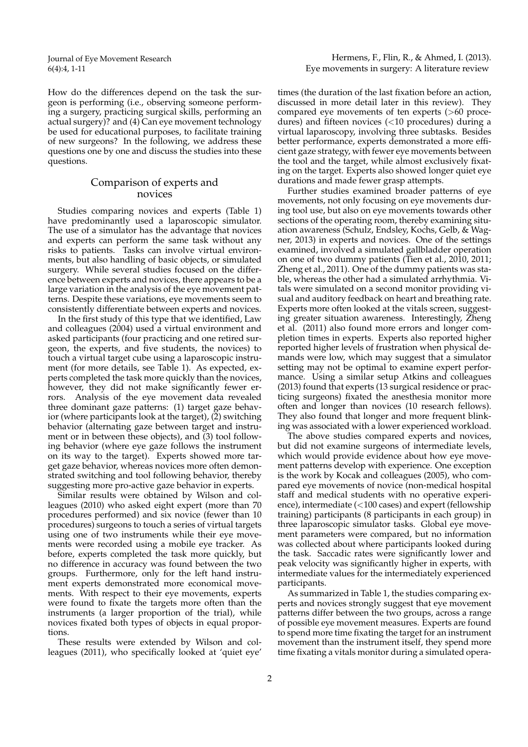How do the differences depend on the task the surgeon is performing (i.e., observing someone performing a surgery, practicing surgical skills, performing an actual surgery)? and (4) Can eye movement technology be used for educational purposes, to facilitate training of new surgeons? In the following, we address these questions one by one and discuss the studies into these questions.

## Comparison of experts and novices

Studies comparing novices and experts (Table 1) have predominantly used a laparoscopic simulator. The use of a simulator has the advantage that novices and experts can perform the same task without any risks to patients. Tasks can involve virtual environments, but also handling of basic objects, or simulated surgery. While several studies focused on the difference between experts and novices, there appears to be a large variation in the analysis of the eye movement patterns. Despite these variations, eye movements seem to consistently differentiate between experts and novices.

In the first study of this type that we identified, Law and colleagues (2004) used a virtual environment and asked participants (four practicing and one retired surgeon, the experts, and five students, the novices) to touch a virtual target cube using a laparoscopic instrument (for more details, see Table 1). As expected, experts completed the task more quickly than the novices, however, they did not make significantly fewer errors. Analysis of the eye movement data revealed three dominant gaze patterns: (1) target gaze behavior (where participants look at the target), (2) switching behavior (alternating gaze between target and instrument or in between these objects), and (3) tool following behavior (where eye gaze follows the instrument on its way to the target). Experts showed more target gaze behavior, whereas novices more often demonstrated switching and tool following behavior, thereby suggesting more pro-active gaze behavior in experts.

Similar results were obtained by Wilson and colleagues (2010) who asked eight expert (more than 70 procedures performed) and six novice (fewer than 10 procedures) surgeons to touch a series of virtual targets using one of two instruments while their eye movements were recorded using a mobile eye tracker. As before, experts completed the task more quickly, but no difference in accuracy was found between the two groups. Furthermore, only for the left hand instrument experts demonstrated more economical movements. With respect to their eye movements, experts were found to fixate the targets more often than the instruments (a larger proportion of the trial), while novices fixated both types of objects in equal proportions.

These results were extended by Wilson and colleagues (2011), who specifically looked at 'quiet eye' times (the duration of the last fixation before an action, discussed in more detail later in this review). They compared eye movements of ten experts (>60 procedures) and fifteen novices (<10 procedures) during a virtual laparoscopy, involving three subtasks. Besides better performance, experts demonstrated a more efficient gaze strategy, with fewer eye movements between the tool and the target, while almost exclusively fixating on the target. Experts also showed longer quiet eye durations and made fewer grasp attempts.

Further studies examined broader patterns of eye movements, not only focusing on eye movements during tool use, but also on eye movements towards other sections of the operating room, thereby examining situation awareness (Schulz, Endsley, Kochs, Gelb, & Wagner, 2013) in experts and novices. One of the settings examined, involved a simulated gallbladder operation on one of two dummy patients (Tien et al., 2010, 2011; Zheng et al., 2011). One of the dummy patients was stable, whereas the other had a simulated arrhythmia. Vitals were simulated on a second monitor providing visual and auditory feedback on heart and breathing rate. Experts more often looked at the vitals screen, suggesting greater situation awareness. Interestingly, Zheng et al. (2011) also found more errors and longer completion times in experts. Experts also reported higher reported higher levels of frustration when physical demands were low, which may suggest that a simulator setting may not be optimal to examine expert performance. Using a similar setup Atkins and colleagues (2013) found that experts (13 surgical residence or practicing surgeons) fixated the anesthesia monitor more often and longer than novices (10 research fellows). They also found that longer and more frequent blinking was associated with a lower experienced workload.

The above studies compared experts and novices, but did not examine surgeons of intermediate levels, which would provide evidence about how eye movement patterns develop with experience. One exception is the work by Kocak and colleagues (2005), who compared eye movements of novice (non-medical hospital staff and medical students with no operative experience), intermediate (<100 cases) and expert (fellowship training) participants (8 participants in each group) in three laparoscopic simulator tasks. Global eye movement parameters were compared, but no information was collected about where participants looked during the task. Saccadic rates were significantly lower and peak velocity was significantly higher in experts, with intermediate values for the intermediately experienced participants.

As summarized in Table 1, the studies comparing experts and novices strongly suggest that eye movement patterns differ between the two groups, across a range of possible eye movement measures. Experts are found to spend more time fixating the target for an instrument movement than the instrument itself, they spend more time fixating a vitals monitor during a simulated opera-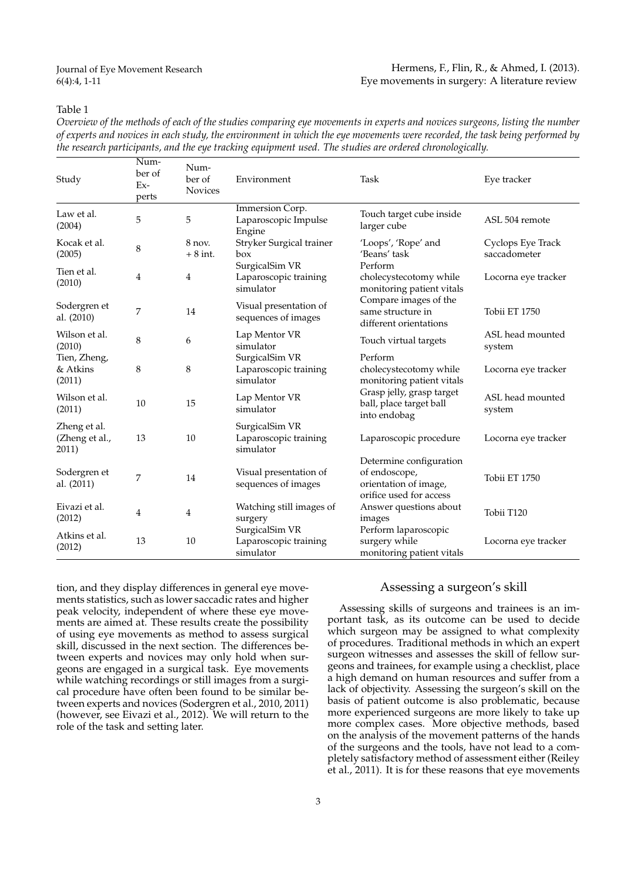Table 1

*Overview of the methods of each of the studies comparing eye movements in experts and novices surgeons, listing the number of experts and novices in each study, the environment in which the eye movements were recorded, the task being performed by the research participants, and the eye tracking equipment used. The studies are ordered chronologically.*

| Study | Number of Experts | Number of Novices | Environment | Task | Eye tracker |
|---|---|---|---|---|---|
| Law et al. (2004) | 5 | 5 | Immersion Corp. Laparoscopic Impulse Engine | Touch target cube inside larger cube | ASL 504 remote |
| Kocak et al. (2005) | 8 | 8 nov. + 8 int. | Stryker Surgical trainer box | 'Loops', 'Rope' and 'Beans' task | Cyclops Eye Track saccadometer |
| Tien et al. (2010) | 4 | 4 | SurgicalSim VR Laparoscopic training simulator | Perform cholecystecotomy while monitoring patient vitals | Locorna eye tracker |
| Sodergren et al. (2010) | 7 | 14 | Visual presentation of sequences of images | Compare images of the same structure in different orientations | Tobii ET 1750 |
| Wilson et al. (2010) | 8 | 6 | Lap Mentor VR simulator | Touch virtual targets | ASL head mounted system |
| Tien, Zheng, & Atkins (2011) | 8 | 8 | SurgicalSim VR Laparoscopic training simulator | Perform cholecystecotomy while monitoring patient vitals | Locorna eye tracker |
| Wilson et al. (2011) | 10 | 15 | Lap Mentor VR simulator | Grasp jelly, grasp target ball, place target ball into endobag | ASL head mounted system |
| Zheng et al. (Zheng et al., 2011) | 13 | 10 | SurgicalSim VR Laparoscopic training simulator | Laparoscopic procedure | Locorna eye tracker |
| Sodergren et al. (2011) | 7 | 14 | Visual presentation of sequences of images | Determine configuration of endoscope, orientation of image, orifice used for access | Tobii ET 1750 |
| Eivazi et al. (2012) | 4 | 4 | Watching still images of surgery | Answer questions about images | Tobii T120 |
| Atkins et al. (2012) | 13 | 10 | SurgicalSim VR Laparoscopic training simulator | Perform laparoscopic surgery while monitoring patient vitals | Locorna eye tracker |

tion, and they display differences in general eye movements statistics, such as lower saccadic rates and higher peak velocity, independent of where these eye movements are aimed at. These results create the possibility of using eye movements as method to assess surgical skill, discussed in the next section. The differences between experts and novices may only hold when surgeons are engaged in a surgical task. Eye movements while watching recordings or still images from a surgical procedure have often been found to be similar between experts and novices (Sodergren et al., 2010, 2011) (however, see Eivazi et al., 2012). We will return to the role of the task and setting later.

## Assessing a surgeon's skill

Assessing skills of surgeons and trainees is an important task, as its outcome can be used to decide which surgeon may be assigned to what complexity of procedures. Traditional methods in which an expert surgeon witnesses and assesses the skill of fellow surgeons and trainees, for example using a checklist, place a high demand on human resources and suffer from a lack of objectivity. Assessing the surgeon's skill on the basis of patient outcome is also problematic, because more experienced surgeons are more likely to take up more complex cases. More objective methods, based on the analysis of the movement patterns of the hands of the surgeons and the tools, have not lead to a completely satisfactory method of assessment either (Reiley et al., 2011). It is for these reasons that eye movements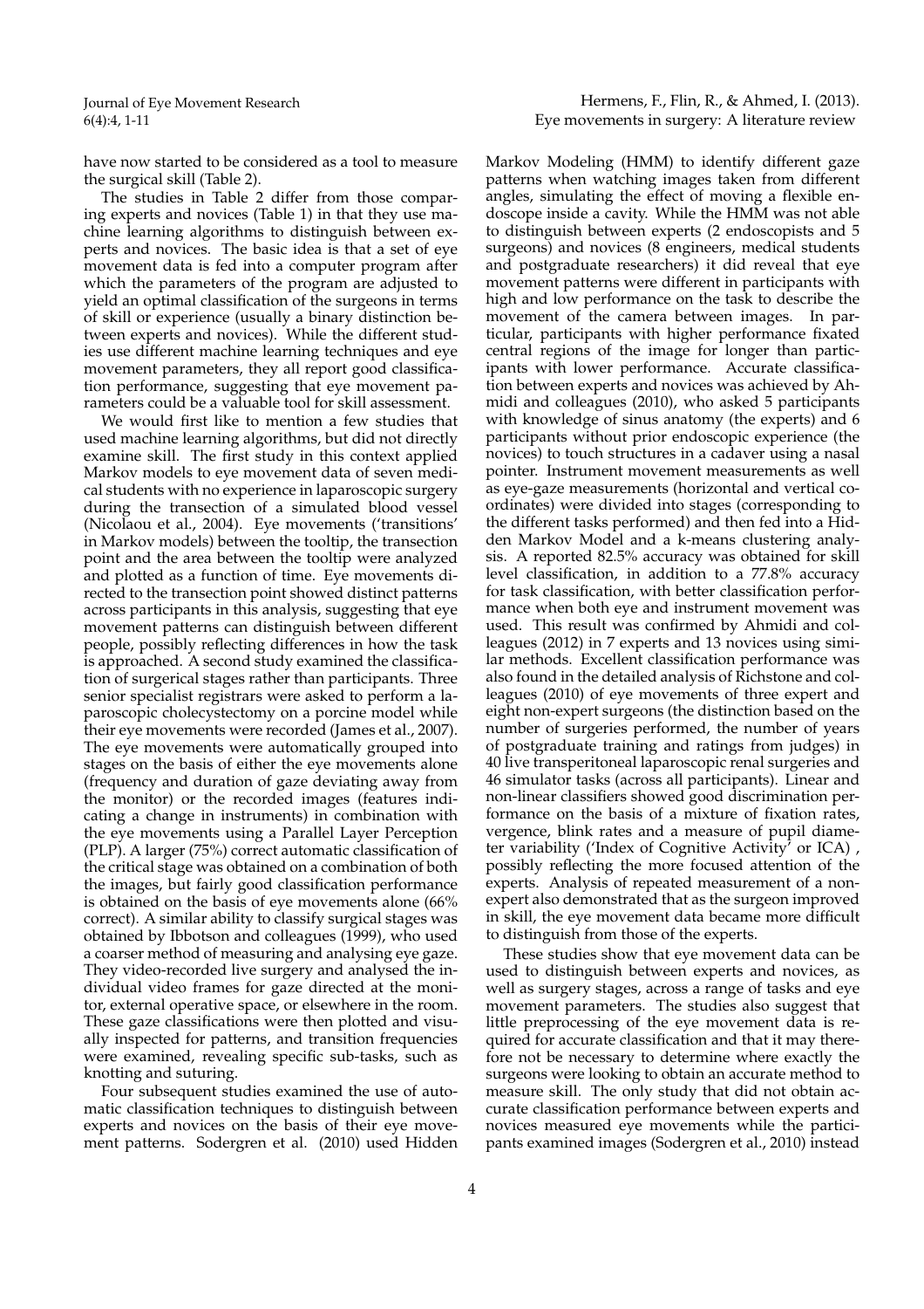have now started to be considered as a tool to measure the surgical skill (Table 2).

The studies in Table 2 differ from those comparing experts and novices (Table 1) in that they use machine learning algorithms to distinguish between experts and novices. The basic idea is that a set of eye movement data is fed into a computer program after which the parameters of the program are adjusted to yield an optimal classification of the surgeons in terms of skill or experience (usually a binary distinction between experts and novices). While the different studies use different machine learning techniques and eye movement parameters, they all report good classification performance, suggesting that eye movement parameters could be a valuable tool for skill assessment.

We would first like to mention a few studies that used machine learning algorithms, but did not directly examine skill. The first study in this context applied Markov models to eye movement data of seven medical students with no experience in laparoscopic surgery during the transection of a simulated blood vessel (Nicolaou et al., 2004). Eye movements ('transitions' in Markov models) between the tooltip, the transection point and the area between the tooltip were analyzed and plotted as a function of time. Eye movements directed to the transection point showed distinct patterns across participants in this analysis, suggesting that eye movement patterns can distinguish between different people, possibly reflecting differences in how the task is approached. A second study examined the classification of surgerical stages rather than participants. Three senior specialist registrars were asked to perform a laparoscopic cholecystectomy on a porcine model while their eye movements were recorded (James et al., 2007). The eye movements were automatically grouped into stages on the basis of either the eye movements alone (frequency and duration of gaze deviating away from the monitor) or the recorded images (features indicating a change in instruments) in combination with the eye movements using a Parallel Layer Perception (PLP). A larger (75%) correct automatic classification of the critical stage was obtained on a combination of both the images, but fairly good classification performance is obtained on the basis of eye movements alone (66% correct). A similar ability to classify surgical stages was obtained by Ibbotson and colleagues (1999), who used a coarser method of measuring and analysing eye gaze. They video-recorded live surgery and analysed the individual video frames for gaze directed at the monitor, external operative space, or elsewhere in the room. These gaze classifications were then plotted and visually inspected for patterns, and transition frequencies were examined, revealing specific sub-tasks, such as knotting and suturing.

Four subsequent studies examined the use of automatic classification techniques to distinguish between experts and novices on the basis of their eye movement patterns. Sodergren et al. (2010) used Hidden Markov Modeling (HMM) to identify different gaze patterns when watching images taken from different angles, simulating the effect of moving a flexible endoscope inside a cavity. While the HMM was not able to distinguish between experts (2 endoscopists and 5 surgeons) and novices (8 engineers, medical students and postgraduate researchers) it did reveal that eye movement patterns were different in participants with high and low performance on the task to describe the movement of the camera between images. In particular, participants with higher performance fixated central regions of the image for longer than participants with lower performance. Accurate classification between experts and novices was achieved by Ahmidi and colleagues (2010), who asked 5 participants with knowledge of sinus anatomy (the experts) and 6 participants without prior endoscopic experience (the novices) to touch structures in a cadaver using a nasal pointer. Instrument movement measurements as well as eye-gaze measurements (horizontal and vertical coordinates) were divided into stages (corresponding to the different tasks performed) and then fed into a Hidden Markov Model and a k-means clustering analysis. A reported 82.5% accuracy was obtained for skill level classification, in addition to a 77.8% accuracy for task classification, with better classification performance when both eye and instrument movement was used. This result was confirmed by Ahmidi and colleagues (2012) in 7 experts and 13 novices using similar methods. Excellent classification performance was also found in the detailed analysis of Richstone and colleagues (2010) of eye movements of three expert and eight non-expert surgeons (the distinction based on the number of surgeries performed, the number of years of postgraduate training and ratings from judges) in 40 live transperitoneal laparoscopic renal surgeries and 46 simulator tasks (across all participants). Linear and non-linear classifiers showed good discrimination performance on the basis of a mixture of fixation rates, vergence, blink rates and a measure of pupil diameter variability ('Index of Cognitive Activity' or ICA) , possibly reflecting the more focused attention of the experts. Analysis of repeated measurement of a non-expert also demonstrated that as the surgeon improved in skill, the eye movement data became more difficult to distinguish from those of the experts.

These studies show that eye movement data can be used to distinguish between experts and novices, as well as surgery stages, across a range of tasks and eye movement parameters. The studies also suggest that little preprocessing of the eye movement data is required for accurate classification and that it may therefore not be necessary to determine where exactly the surgeons were looking to obtain an accurate method to measure skill. The only study that did not obtain accurate classification performance between experts and novices measured eye movements while the participants examined images (Sodergren et al., 2010) instead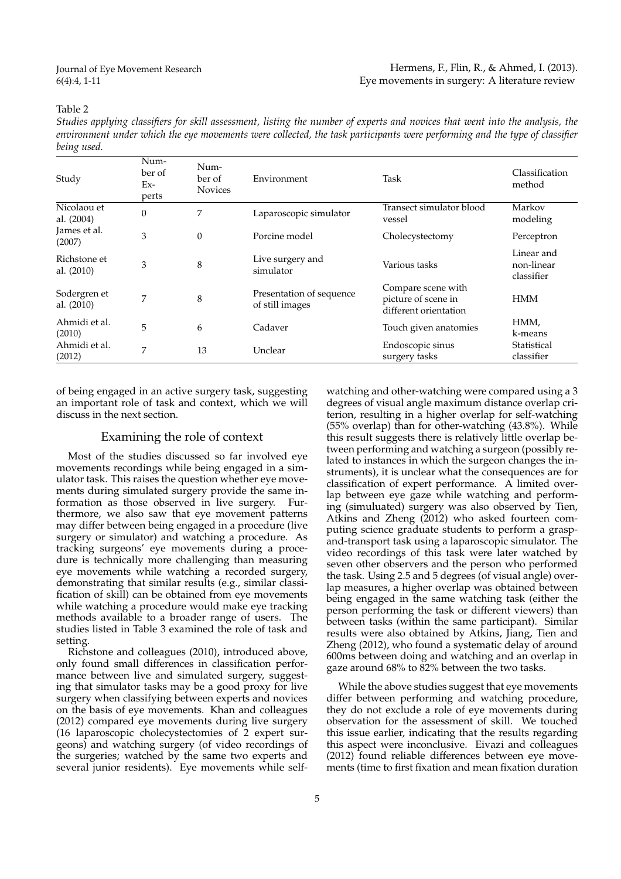Table 2

*Studies applying classifiers for skill assessment, listing the number of experts and novices that went into the analysis, the environment under which the eye movements were collected, the task participants were performing and the type of classifier being used.*

| Study | Number of Experts | Number of Novices | Environment | Task | Classification method |
|---|---|---|---|---|---|
| Nicolaou et al. (2004) | 0 | 7 | Laparoscopic simulator | Transect simulator blood vessel | Markov modeling |
| James et al. (2007) | 3 | 0 | Porcine model | Cholecystectomy | Perceptron |
| Richstone et al. (2010) | 3 | 8 | Live surgery and simulator | Various tasks | Linear and non-linear classifier |
| Sodergren et al. (2010) | 7 | 8 | Presentation of sequence of still images | Compare scene with picture of scene in different orientation | HMM |
| Ahmidi et al. (2010) | 5 | 6 | Cadaver | Touch given anatomies | HMM, k-means |
| Ahmidi et al. (2012) | 7 | 13 | Unclear | Endoscopic sinus surgery tasks | Statistical classifier |

of being engaged in an active surgery task, suggesting an important role of task and context, which we will discuss in the next section.

## Examining the role of context

Most of the studies discussed so far involved eye movements recordings while being engaged in a simulator task. This raises the question whether eye movements during simulated surgery provide the same information as those observed in live surgery. Furthermore, we also saw that eye movement patterns may differ between being engaged in a procedure (live surgery or simulator) and watching a procedure. As tracking surgeons' eye movements during a procedure is technically more challenging than measuring eye movements while watching a recorded surgery, demonstrating that similar results (e.g., similar classification of skill) can be obtained from eye movements while watching a procedure would make eye tracking methods available to a broader range of users. The studies listed in Table 3 examined the role of task and setting.

Richstone and colleagues (2010), introduced above, only found small differences in classification performance between live and simulated surgery, suggesting that simulator tasks may be a good proxy for live surgery when classifying between experts and novices on the basis of eye movements. Khan and colleagues (2012) compared eye movements during live surgery (16 laparoscopic cholecystectomies of 2 expert surgeons) and watching surgery (of video recordings of the surgeries; watched by the same two experts and several junior residents). Eye movements while self-watching and other-watching were compared using a 3 degrees of visual angle maximum distance overlap criterion, resulting in a higher overlap for self-watching (55% overlap) than for other-watching (43.8%). While this result suggests there is relatively little overlap between performing and watching a surgeon (possibly related to instances in which the surgeon changes the instruments), it is unclear what the consequences are for classification of expert performance. A limited overlap between eye gaze while watching and performing (simuluated) surgery was also observed by Tien, Atkins and Zheng (2012) who asked fourteen computing science graduate students to perform a grasp-and-transport task using a laparoscopic simulator. The video recordings of this task were later watched by seven other observers and the person who performed the task. Using 2.5 and 5 degrees (of visual angle) overlap measures, a higher overlap was obtained between being engaged in the same watching task (either the person performing the task or different viewers) than between tasks (within the same participant). Similar results were also obtained by Atkins, Jiang, Tien and Zheng (2012), who found a systematic delay of around 600ms between doing and watching and an overlap in gaze around 68% to 82% between the two tasks.

While the above studies suggest that eye movements differ between performing and watching procedure, they do not exclude a role of eye movements during observation for the assessment of skill. We touched this issue earlier, indicating that the results regarding this aspect were inconclusive. Eivazi and colleagues (2012) found reliable differences between eye movements (time to first fixation and mean fixation duration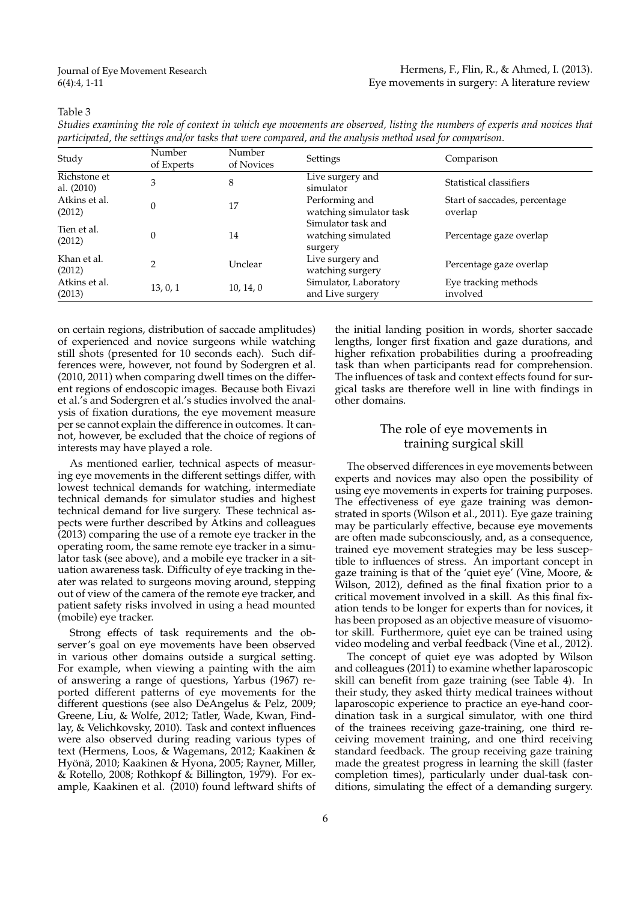Table 3

*Studies examining the role of context in which eye movements are observed, listing the numbers of experts and novices that participated, the settings and/or tasks that were compared, and the analysis method used for comparison.*

| Study | Number of Experts | Number of Novices | Settings | Comparison |
|---|---|---|---|---|
| Richstone et al. (2010) | 3 | 8 | Live surgery and simulator | Statistical classifiers |
| Atkins et al. (2012) | 0 | 17 | Performing and watching simulator task | Start of saccades, percentage overlap |
| Tien et al. (2012) | 0 | 14 | Simulator task and watching simulated surgery | Percentage gaze overlap |
| Khan et al. (2012) | 2 | Unclear | Live surgery and watching surgery | Percentage gaze overlap |
| Atkins et al. (2013) | 13, 0, 1 | 10, 14, 0 | Simulator, Laboratory and Live surgery | Eye tracking methods involved |

on certain regions, distribution of saccade amplitudes) of experienced and novice surgeons while watching still shots (presented for 10 seconds each). Such differences were, however, not found by Sodergren et al. (2010, 2011) when comparing dwell times on the different regions of endoscopic images. Because both Eivazi et al.'s and Sodergren et al.'s studies involved the analysis of fixation durations, the eye movement measure per se cannot explain the difference in outcomes. It cannot, however, be excluded that the choice of regions of interests may have played a role.

As mentioned earlier, technical aspects of measuring eye movements in the different settings differ, with lowest technical demands for watching, intermediate technical demands for simulator studies and highest technical demand for live surgery. These technical aspects were further described by Atkins and colleagues (2013) comparing the use of a remote eye tracker in the operating room, the same remote eye tracker in a simulator task (see above), and a mobile eye tracker in a situation awareness task. Difficulty of eye tracking in theater was related to surgeons moving around, stepping out of view of the camera of the remote eye tracker, and patient safety risks involved in using a head mounted (mobile) eye tracker.

Strong effects of task requirements and the observer's goal on eye movements have been observed in various other domains outside a surgical setting. For example, when viewing a painting with the aim of answering a range of questions, Yarbus (1967) reported different patterns of eye movements for the different questions (see also DeAngelus & Pelz, 2009; Greene, Liu, & Wolfe, 2012; Tatler, Wade, Kwan, Findlay, & Velichkovsky, 2010). Task and context influences were also observed during reading various types of text (Hermens, Loos, & Wagemans, 2012; Kaakinen & Hyönä, 2010; Kaakinen & Hyona, 2005; Rayner, Miller, & Rotello, 2008; Rothkopf & Billington, 1979). For example, Kaakinen et al. (2010) found leftward shifts of the initial landing position in words, shorter saccade lengths, longer first fixation and gaze durations, and higher refixation probabilities during a proofreading task than when participants read for comprehension. The influences of task and context effects found for surgical tasks are therefore well in line with findings in other domains.

## The role of eye movements in training surgical skill

The observed differences in eye movements between experts and novices may also open the possibility of using eye movements in experts for training purposes. The effectiveness of eye gaze training was demonstrated in sports (Wilson et al., 2011). Eye gaze training may be particularly effective, because eye movements are often made subconsciously, and, as a consequence, trained eye movement strategies may be less susceptible to influences of stress. An important concept in gaze training is that of the 'quiet eye' (Vine, Moore, & Wilson, 2012), defined as the final fixation prior to a critical movement involved in a skill. As this final fixation tends to be longer for experts than for novices, it has been proposed as an objective measure of visuomotor skill. Furthermore, quiet eye can be trained using video modeling and verbal feedback (Vine et al., 2012).

The concept of quiet eye was adopted by Wilson and colleagues (2011) to examine whether laparoscopic skill can benefit from gaze training (see Table 4). In their study, they asked thirty medical trainees without laparoscopic experience to practice an eye-hand coordination task in a surgical simulator, with one third of the trainees receiving gaze-training, one third receiving movement training, and one third receiving standard feedback. The group receiving gaze training made the greatest progress in learning the skill (faster completion times), particularly under dual-task conditions, simulating the effect of a demanding surgery.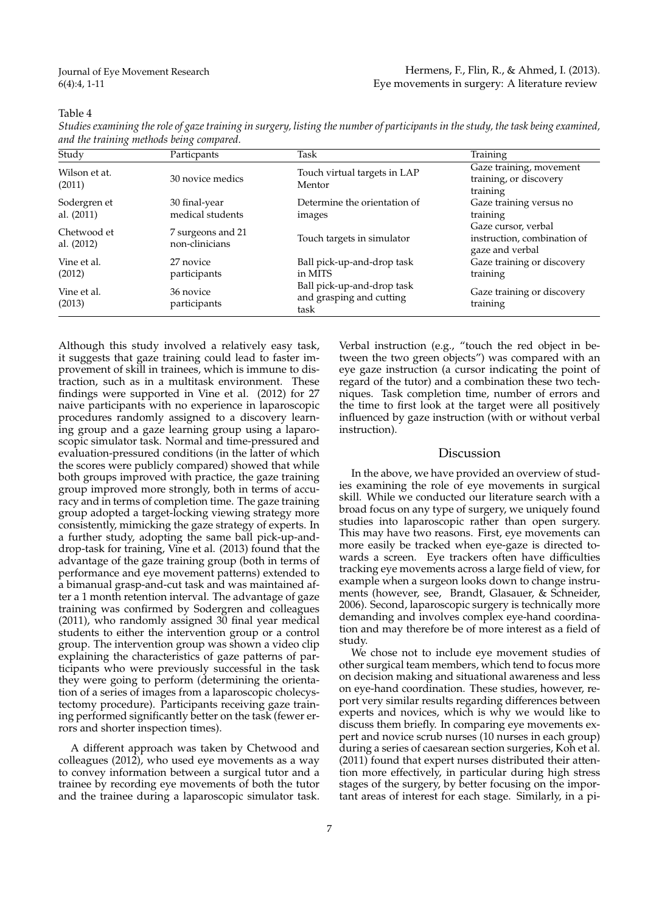Table 4

*Studies examining the role of gaze training in surgery, listing the number of participants in the study, the task being examined, and the training methods being compared.*

| Study | Particpants | Task | Training |
|---|---|---|---|
| Wilson et at. (2011) | 30 novice medics | Touch virtual targets in LAP Mentor | Gaze training, movement training, or discovery training |
| Sodergren et al. (2011) | 30 final-year medical students | Determine the orientation of images | Gaze training versus no training |
| Chetwood et al. (2012) | 7 surgeons and 21 non-clinicians | Touch targets in simulator | Gaze cursor, verbal instruction, combination of gaze and verbal |
| Vine et al. (2012) | 27 novice participants | Ball pick-up-and-drop task in MITS | Gaze training or discovery training |
| Vine et al. (2013) | 36 novice participants | Ball pick-up-and-drop task and grasping and cutting task | Gaze training or discovery training |

Although this study involved a relatively easy task, it suggests that gaze training could lead to faster improvement of skill in trainees, which is immune to distraction, such as in a multitask environment. These findings were supported in Vine et al. (2012) for 27 naive participants with no experience in laparoscopic procedures randomly assigned to a discovery learning group and a gaze learning group using a laparoscopic simulator task. Normal and time-pressured and evaluation-pressured conditions (in the latter of which the scores were publicly compared) showed that while both groups improved with practice, the gaze training group improved more strongly, both in terms of accuracy and in terms of completion time. The gaze training group adopted a target-locking viewing strategy more consistently, mimicking the gaze strategy of experts. In a further study, adopting the same ball pick-up-and-drop-task for training, Vine et al. (2013) found that the advantage of the gaze training group (both in terms of performance and eye movement patterns) extended to a bimanual grasp-and-cut task and was maintained after a 1 month retention interval. The advantage of gaze training was confirmed by Sodergren and colleagues (2011), who randomly assigned 30 final year medical students to either the intervention group or a control group. The intervention group was shown a video clip explaining the characteristics of gaze patterns of participants who were previously successful in the task they were going to perform (determining the orientation of a series of images from a laparoscopic cholecystectomy procedure). Participants receiving gaze training performed significantly better on the task (fewer errors and shorter inspection times).

A different approach was taken by Chetwood and colleagues (2012), who used eye movements as a way to convey information between a surgical tutor and a trainee by recording eye movements of both the tutor and the trainee during a laparoscopic simulator task. Verbal instruction (e.g., "touch the red object in between the two green objects") was compared with an eye gaze instruction (a cursor indicating the point of regard of the tutor) and a combination these two techniques. Task completion time, number of errors and the time to first look at the target were all positively influenced by gaze instruction (with or without verbal instruction).

## Discussion

In the above, we have provided an overview of studies examining the role of eye movements in surgical skill. While we conducted our literature search with a broad focus on any type of surgery, we uniquely found studies into laparoscopic rather than open surgery. This may have two reasons. First, eye movements can more easily be tracked when eye-gaze is directed towards a screen. Eye trackers often have difficulties tracking eye movements across a large field of view, for example when a surgeon looks down to change instruments (however, see, Brandt, Glasauer, & Schneider, 2006). Second, laparoscopic surgery is technically more demanding and involves complex eye-hand coordination and may therefore be of more interest as a field of study.

We chose not to include eye movement studies of other surgical team members, which tend to focus more on decision making and situational awareness and less on eye-hand coordination. These studies, however, report very similar results regarding differences between experts and novices, which is why we would like to discuss them briefly. In comparing eye movements expert and novice scrub nurses (10 nurses in each group) during a series of caesarean section surgeries, Koh et al. (2011) found that expert nurses distributed their attention more effectively, in particular during high stress stages of the surgery, by better focusing on the important areas of interest for each stage. Similarly, in a pi-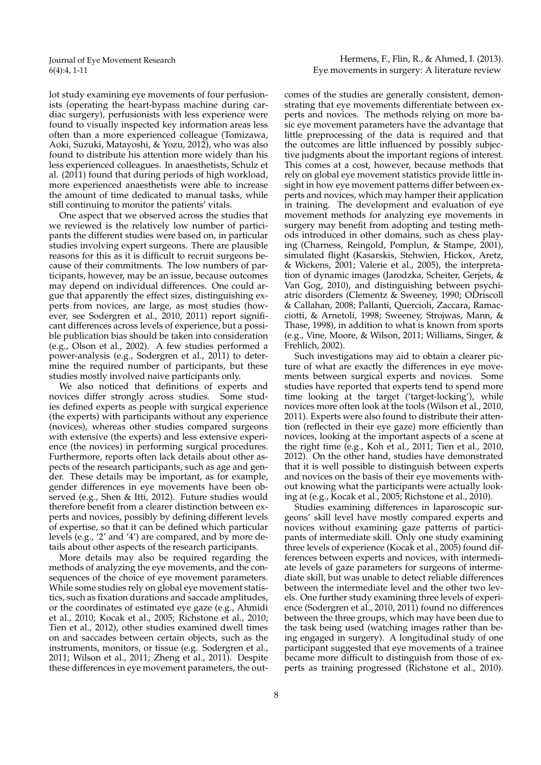lot study examining eye movements of four perfusionists (operating the heart-bypass machine during cardiac surgery), perfusionists with less experience were found to visually inspected key information areas less often than a more experienced colleague (Tomizawa, Aoki, Suzuki, Matayoshi, & Yozu, 2012), who was also found to distribute his attention more widely than his less experienced colleagues. In anaesthetists, Schulz et al. (2011) found that during periods of high workload, more experienced anaesthetists were able to increase the amount of time dedicated to manual tasks, while still continuing to monitor the patients' vitals.

One aspect that we observed across the studies that we reviewed is the relatively low number of participants the different studies were based on, in particular studies involving expert surgeons. There are plausible reasons for this as it is difficult to recruit surgeons because of their commitments. The low numbers of participants, however, may be an issue, because outcomes may depend on individual differences. One could argue that apparently the effect sizes, distinguishing experts from novices, are large, as most studies (however, see Sodergren et al., 2010, 2011) report significant differences across levels of experience, but a possible publication bias should be taken into consideration (e.g., Olson et al., 2002). A few studies performed a power-analysis (e.g., Sodergren et al., 2011) to determine the required number of participants, but these studies mostly involved naive participants only.

We also noticed that definitions of experts and novices differ strongly across studies. Some studies defined experts as people with surgical experience (the experts) with participants without any experience (novices), whereas other studies compared surgeons with extensive (the experts) and less extensive experience (the novices) in performing surgical procedures. Furthermore, reports often lack details about other aspects of the research participants, such as age and gender. These details may be important, as for example, gender differences in eye movements have been observed (e.g., Shen & Itti, 2012). Future studies would therefore benefit from a clearer distinction between experts and novices, possibly by defining different levels of expertise, so that it can be defined which particular levels (e.g., '2' and '4') are compared, and by more details about other aspects of the research participants.

More details may also be required regarding the methods of analyzing the eye movements, and the consequences of the choice of eye movement parameters. While some studies rely on global eye movement statistics, such as fixation durations and saccade amplitudes, or the coordinates of estimated eye gaze (e.g., Ahmidi et al., 2010; Kocak et al., 2005; Richstone et al., 2010; Tien et al., 2012), other studies examined dwell times on and saccades between certain objects, such as the instruments, monitors, or tissue (e.g. Sodergren et al., 2011; Wilson et al., 2011; Zheng et al., 2011). Despite these differences in eye movement parameters, the outcomes of the studies are generally consistent, demonstrating that eye movements differentiate between experts and novices. The methods relying on more basic eye movement parameters have the advantage that little preprocessing of the data is required and that the outcomes are little influenced by possibly subjective judgments about the important regions of interest. This comes at a cost, however, because methods that rely on global eye movement statistics provide little insight in how eye movement patterns differ between experts and novices, which may hamper their application in training. The development and evaluation of eye movement methods for analyzing eye movements in surgery may benefit from adopting and testing methods introduced in other domains, such as chess playing (Charness, Reingold, Pomplun, & Stampe, 2001), simulated flight (Kasarskis, Stehwien, Hickox, Aretz, & Wickens, 2001; Valerie et al., 2005), the interpretation of dynamic images (Jarodzka, Scheiter, Gerjets, & Van Gog, 2010), and distinguishing between psychiatric disorders (Clementz & Sweeney, 1990; ODriscoll & Callahan, 2008; Pallanti, Quercioli, Zaccara, Ramacciotti, & Arnetoli, 1998; Sweeney, Strojwas, Mann, & Thase, 1998), in addition to what is known from sports (e.g., Vine, Moore, & Wilson, 2011; Williams, Singer, & Frehlich, 2002).

Such investigations may aid to obtain a clearer picture of what are exactly the differences in eye movements between surgical experts and novices. Some studies have reported that experts tend to spend more time looking at the target ('target-locking'), while novices more often look at the tools (Wilson et al., 2010, 2011). Experts were also found to distribute their attention (reflected in their eye gaze) more efficiently than novices, looking at the important aspects of a scene at the right time (e.g., Koh et al., 2011; Tien et al., 2010, 2012). On the other hand, studies have demonstrated that it is well possible to distinguish between experts and novices on the basis of their eye movements without knowing what the participants were actually looking at (e.g., Kocak et al., 2005; Richstone et al., 2010).

Studies examining differences in laparoscopic surgeons' skill level have mostly compared experts and novices without examining gaze patterns of participants of intermediate skill. Only one study examining three levels of experience (Kocak et al., 2005) found differences between experts and novices, with intermediate levels of gaze parameters for surgeons of intermediate skill, but was unable to detect reliable differences between the intermediate level and the other two levels. One further study examining three levels of experience (Sodergren et al., 2010, 2011) found no differences between the three groups, which may have been due to the task being used (watching images rather than being engaged in surgery). A longitudinal study of one participant suggested that eye movements of a trainee became more difficult to distinguish from those of experts as training progressed (Richstone et al., 2010).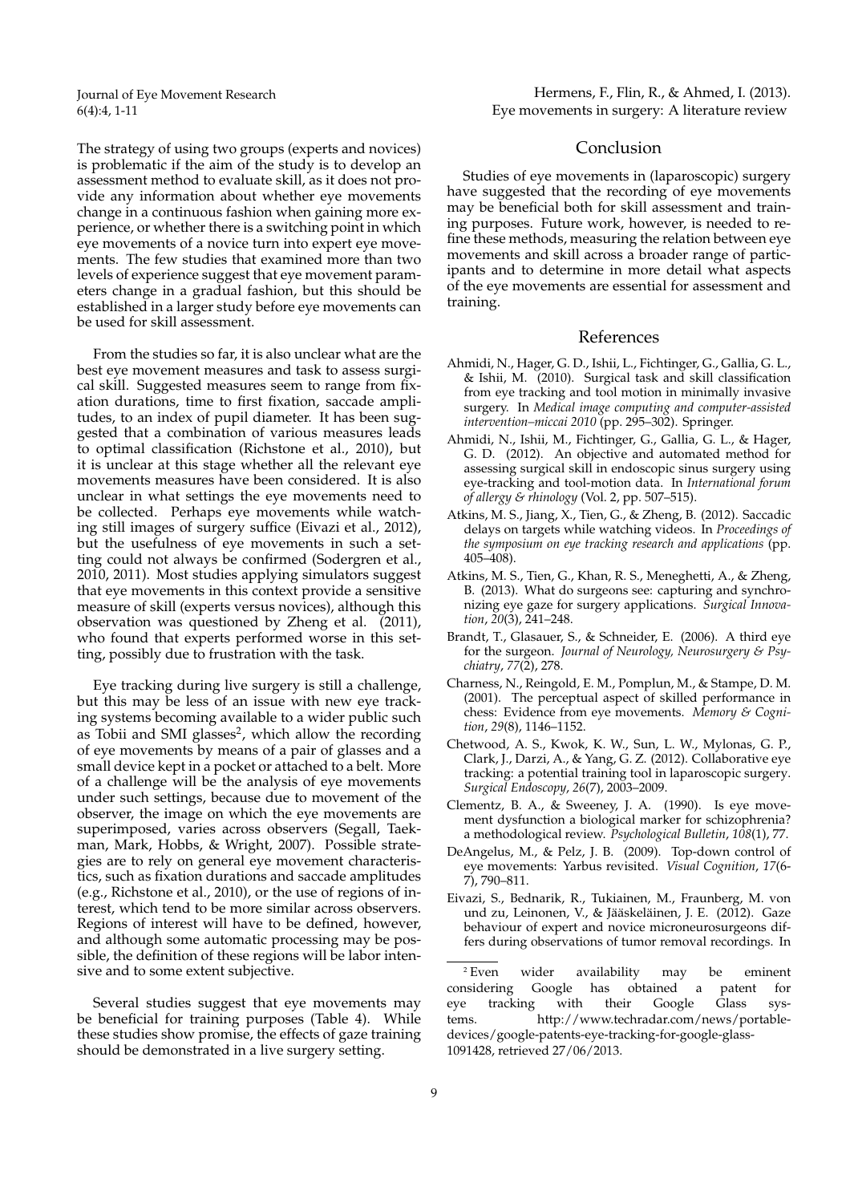The strategy of using two groups (experts and novices) is problematic if the aim of the study is to develop an assessment method to evaluate skill, as it does not provide any information about whether eye movements change in a continuous fashion when gaining more experience, or whether there is a switching point in which eye movements of a novice turn into expert eye movements. The few studies that examined more than two levels of experience suggest that eye movement parameters change in a gradual fashion, but this should be established in a larger study before eye movements can be used for skill assessment.

From the studies so far, it is also unclear what are the best eye movement measures and task to assess surgical skill. Suggested measures seem to range from fixation durations, time to first fixation, saccade amplitudes, to an index of pupil diameter. It has been suggested that a combination of various measures leads to optimal classification (Richstone et al., 2010), but it is unclear at this stage whether all the relevant eye movements measures have been considered. It is also unclear in what settings the eye movements need to be collected. Perhaps eye movements while watching still images of surgery suffice (Eivazi et al., 2012), but the usefulness of eye movements in such a setting could not always be confirmed (Sodergren et al., 2010, 2011). Most studies applying simulators suggest that eye movements in this context provide a sensitive measure of skill (experts versus novices), although this observation was questioned by Zheng et al. (2011), who found that experts performed worse in this setting, possibly due to frustration with the task.

Eye tracking during live surgery is still a challenge, but this may be less of an issue with new eye tracking systems becoming available to a wider public such as Tobii and SMI glasses[2], which allow the recording of eye movements by means of a pair of glasses and a small device kept in a pocket or attached to a belt. More of a challenge will be the analysis of eye movements under such settings, because due to movement of the observer, the image on which the eye movements are superimposed, varies across observers (Segall, Taekman, Mark, Hobbs, & Wright, 2007). Possible strategies are to rely on general eye movement characteristics, such as fixation durations and saccade amplitudes (e.g., Richstone et al., 2010), or the use of regions of interest, which tend to be more similar across observers. Regions of interest will have to be defined, however, and although some automatic processing may be possible, the definition of these regions will be labor intensive and to some extent subjective.

Several studies suggest that eye movements may be beneficial for training purposes (Table 4). While these studies show promise, the effects of gaze training should be demonstrated in a live surgery setting.

## Conclusion

Studies of eye movements in (laparoscopic) surgery have suggested that the recording of eye movements may be beneficial both for skill assessment and training purposes. Future work, however, is needed to refine these methods, measuring the relation between eye movements and skill across a broader range of participants and to determine in more detail what aspects of the eye movements are essential for assessment and training.

## References

Ahmidi, N., Hager, G. D., Ishii, L., Fichtinger, G., Gallia, G. L., & Ishii, M. (2010). Surgical task and skill classification from eye tracking and tool motion in minimally invasive surgery. In *Medical image computing and computer-assisted intervention–miccai 2010* (pp. 295–302). Springer.

Ahmidi, N., Ishii, M., Fichtinger, G., Gallia, G. L., & Hager, G. D. (2012). An objective and automated method for assessing surgical skill in endoscopic sinus surgery using eye-tracking and tool-motion data. In *International forum of allergy & rhinology* (Vol. 2, pp. 507–515).

Atkins, M. S., Jiang, X., Tien, G., & Zheng, B. (2012). Saccadic delays on targets while watching videos. In *Proceedings of the symposium on eye tracking research and applications* (pp. 405–408).

Atkins, M. S., Tien, G., Khan, R. S., Meneghetti, A., & Zheng, B. (2013). What do surgeons see: capturing and synchronizing eye gaze for surgery applications. *Surgical Innovation*, *20*(3), 241–248.

Brandt, T., Glasauer, S., & Schneider, E. (2006). A third eye for the surgeon. *Journal of Neurology, Neurosurgery & Psychiatry*, *77*(2), 278.

Charness, N., Reingold, E. M., Pomplun, M., & Stampe, D. M. (2001). The perceptual aspect of skilled performance in chess: Evidence from eye movements. *Memory & Cognition*, *29*(8), 1146–1152.

Chetwood, A. S., Kwok, K. W., Sun, L. W., Mylonas, G. P., Clark, J., Darzi, A., & Yang, G. Z. (2012). Collaborative eye tracking: a potential training tool in laparoscopic surgery. *Surgical Endoscopy*, *26*(7), 2003–2009.

Clementz, B. A., & Sweeney, J. A. (1990). Is eye movement dysfunction a biological marker for schizophrenia? a methodological review. *Psychological Bulletin*, *108*(1), 77.

DeAngelus, M., & Pelz, J. B. (2009). Top-down control of eye movements: Yarbus revisited. *Visual Cognition*, *17*(6-7), 790–811.

Eivazi, S., Bednarik, R., Tukiainen, M., Fraunberg, M. von und zu, Leinonen, V., & Jääskeläinen, J. E. (2012). Gaze behaviour of expert and novice microneurosurgeons differs during observations of tumor removal recordings. In

[2] Even wider availability may be eminent considering Google has obtained a patent for eye tracking with their Google Glass systems. http://www.techradar.com/news/portable-devices/google-patents-eye-tracking-for-google-glass-1091428, retrieved 27/06/2013.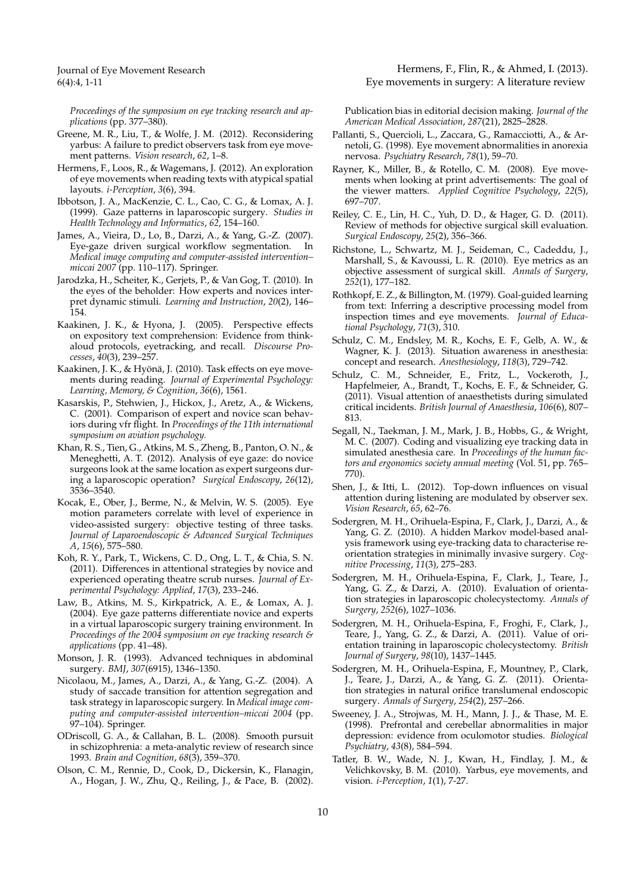*Proceedings of the symposium on eye tracking research and applications* (pp. 377–380).

Greene, M. R., Liu, T., & Wolfe, J. M. (2012). Reconsidering yarbus: A failure to predict observers task from eye movement patterns. *Vision research*, *62*, 1–8.

Hermens, F., Loos, R., & Wagemans, J. (2012). An exploration of eye movements when reading texts with atypical spatial layouts. *i-Perception*, *3*(6), 394.

Ibbotson, J. A., MacKenzie, C. L., Cao, C. G., & Lomax, A. J. (1999). Gaze patterns in laparoscopic surgery. *Studies in Health Technology and Informatics*, *62*, 154–160.

James, A., Vieira, D., Lo, B., Darzi, A., & Yang, G.-Z. (2007). Eye-gaze driven surgical workflow segmentation. In *Medical image computing and computer-assisted intervention–miccai 2007* (pp. 110–117). Springer.

Jarodzka, H., Scheiter, K., Gerjets, P., & Van Gog, T. (2010). In the eyes of the beholder: How experts and novices interpret dynamic stimuli. *Learning and Instruction*, *20*(2), 146–154.

Kaakinen, J. K., & Hyona, J. (2005). Perspective effects on expository text comprehension: Evidence from think-aloud protocols, eyetracking, and recall. *Discourse Processes*, *40*(3), 239–257.

Kaakinen, J. K., & Hyönä, J. (2010). Task effects on eye movements during reading. *Journal of Experimental Psychology: Learning, Memory, & Cognition*, *36*(6), 1561.

Kasarskis, P., Stehwien, J., Hickox, J., Aretz, A., & Wickens, C. (2001). Comparison of expert and novice scan behaviors during vfr flight. In *Proceedings of the 11th international symposium on aviation psychology.*

Khan, R. S., Tien, G., Atkins, M. S., Zheng, B., Panton, O. N., & Meneghetti, A. T. (2012). Analysis of eye gaze: do novice surgeons look at the same location as expert surgeons during a laparoscopic operation? *Surgical Endoscopy*, *26*(12), 3536–3540.

Kocak, E., Ober, J., Berme, N., & Melvin, W. S. (2005). Eye motion parameters correlate with level of experience in video-assisted surgery: objective testing of three tasks. *Journal of Laparoendoscopic & Advanced Surgical Techniques A*, *15*(6), 575–580.

Koh, R. Y., Park, T., Wickens, C. D., Ong, L. T., & Chia, S. N. (2011). Differences in attentional strategies by novice and experienced operating theatre scrub nurses. *Journal of Experimental Psychology: Applied*, *17*(3), 233–246.

Law, B., Atkins, M. S., Kirkpatrick, A. E., & Lomax, A. J. (2004). Eye gaze patterns differentiate novice and experts in a virtual laparoscopic surgery training environment. In *Proceedings of the 2004 symposium on eye tracking research & applications* (pp. 41–48).

Monson, J. R. (1993). Advanced techniques in abdominal surgery. *BMJ*, *307*(6915), 1346–1350.

Nicolaou, M., James, A., Darzi, A., & Yang, G.-Z. (2004). A study of saccade transition for attention segregation and task strategy in laparoscopic surgery. In *Medical image computing and computer-assisted intervention–miccai 2004* (pp. 97–104). Springer.

ODriscoll, G. A., & Callahan, B. L. (2008). Smooth pursuit in schizophrenia: a meta-analytic review of research since 1993. *Brain and Cognition*, *68*(3), 359–370.

Olson, C. M., Rennie, D., Cook, D., Dickersin, K., Flanagin, A., Hogan, J. W., Zhu, Q., Reiling, J., & Pace, B. (2002). Publication bias in editorial decision making. *Journal of the American Medical Association*, *287*(21), 2825–2828.

Pallanti, S., Quercioli, L., Zaccara, G., Ramacciotti, A., & Arnetoli, G. (1998). Eye movement abnormalities in anorexia nervosa. *Psychiatry Research*, *78*(1), 59–70.

Rayner, K., Miller, B., & Rotello, C. M. (2008). Eye movements when looking at print advertisements: The goal of the viewer matters. *Applied Cognitive Psychology*, *22*(5), 697–707.

Reiley, C. E., Lin, H. C., Yuh, D. D., & Hager, G. D. (2011). Review of methods for objective surgical skill evaluation. *Surgical Endoscopy*, *25*(2), 356–366.

Richstone, L., Schwartz, M. J., Seideman, C., Cadeddu, J., Marshall, S., & Kavoussi, L. R. (2010). Eye metrics as an objective assessment of surgical skill. *Annals of Surgery*, *252*(1), 177–182.

Rothkopf, E. Z., & Billington, M. (1979). Goal-guided learning from text: Inferring a descriptive processing model from inspection times and eye movements. *Journal of Educational Psychology*, *71*(3), 310.

Schulz, C. M., Endsley, M. R., Kochs, E. F., Gelb, A. W., & Wagner, K. J. (2013). Situation awareness in anesthesia: concept and research. *Anesthesiology*, *118*(3), 729–742.

Schulz, C. M., Schneider, E., Fritz, L., Vockeroth, J., Hapfelmeier, A., Brandt, T., Kochs, E. F., & Schneider, G. (2011). Visual attention of anaesthetists during simulated critical incidents. *British Journal of Anaesthesia*, *106*(6), 807–813.

Segall, N., Taekman, J. M., Mark, J. B., Hobbs, G., & Wright, M. C. (2007). Coding and visualizing eye tracking data in simulated anesthesia care. In *Proceedings of the human factors and ergonomics society annual meeting* (Vol. 51, pp. 765–770).

Shen, J., & Itti, L. (2012). Top-down influences on visual attention during listening are modulated by observer sex. *Vision Research*, *65*, 62–76.

Sodergren, M. H., Orihuela-Espina, F., Clark, J., Darzi, A., & Yang, G. Z. (2010). A hidden Markov model-based analysis framework using eye-tracking data to characterise re-orientation strategies in minimally invasive surgery. *Cognitive Processing*, *11*(3), 275–283.

Sodergren, M. H., Orihuela-Espina, F., Clark, J., Teare, J., Yang, G. Z., & Darzi, A. (2010). Evaluation of orientation strategies in laparoscopic cholecystectomy. *Annals of Surgery*, *252*(6), 1027–1036.

Sodergren, M. H., Orihuela-Espina, F., Froghi, F., Clark, J., Teare, J., Yang, G. Z., & Darzi, A. (2011). Value of orientation training in laparoscopic cholecystectomy. *British Journal of Surgery*, *98*(10), 1437–1445.

Sodergren, M. H., Orihuela-Espina, F., Mountney, P., Clark, J., Teare, J., Darzi, A., & Yang, G. Z. (2011). Orientation strategies in natural orifice translumenal endoscopic surgery. *Annals of Surgery*, *254*(2), 257–266.

Sweeney, J. A., Strojwas, M. H., Mann, J. J., & Thase, M. E. (1998). Prefrontal and cerebellar abnormalities in major depression: evidence from oculomotor studies. *Biological Psychiatry*, *43*(8), 584–594.

Tatler, B. W., Wade, N. J., Kwan, H., Findlay, J. M., & Velichkovsky, B. M. (2010). Yarbus, eye movements, and vision. *i-Perception*, *1*(1), 7-27.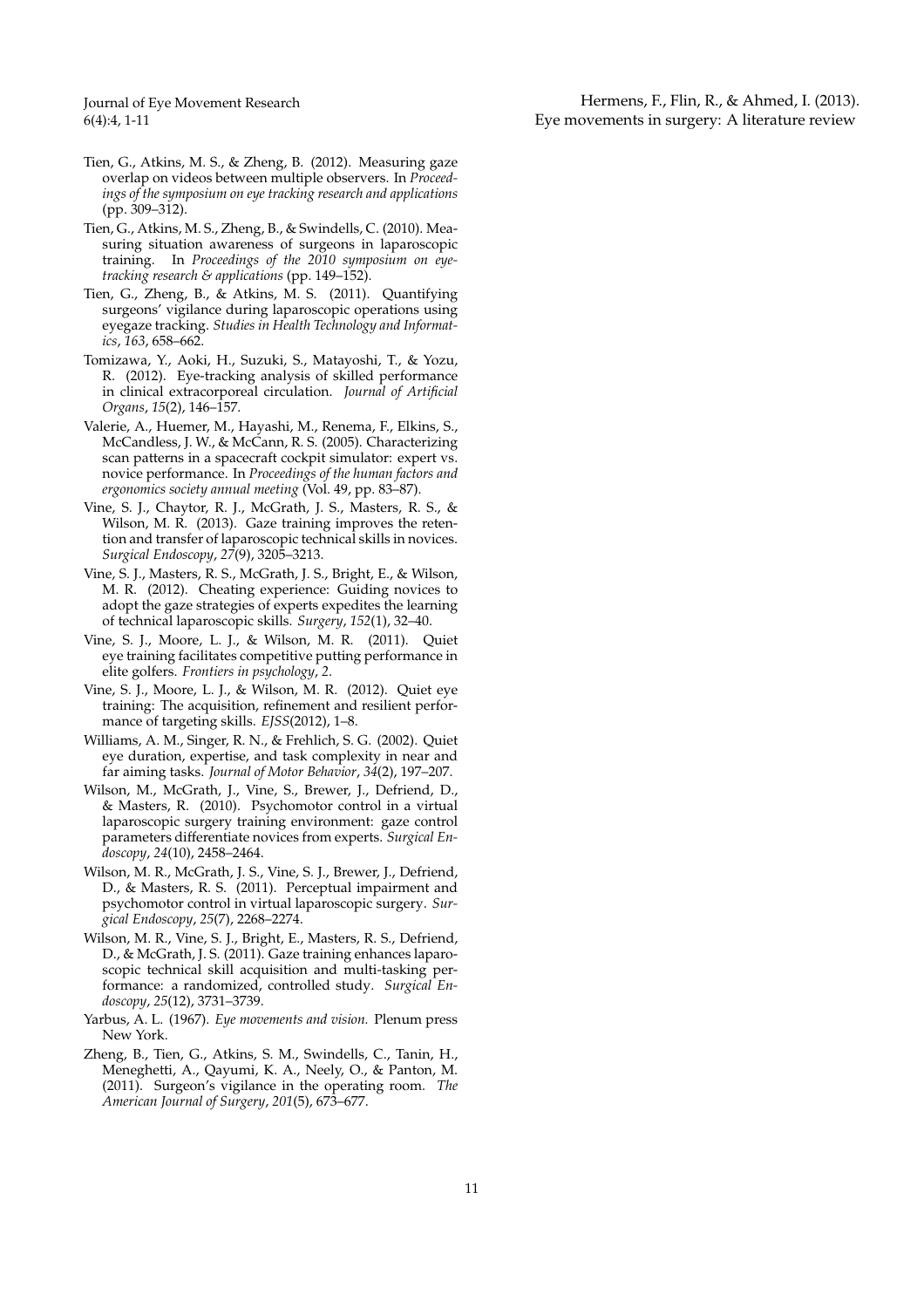Tien, G., Atkins, M. S., & Zheng, B. (2012). Measuring gaze overlap on videos between multiple observers. In *Proceedings of the symposium on eye tracking research and applications* (pp. 309–312).

Tien, G., Atkins, M. S., Zheng, B., & Swindells, C. (2010). Measuring situation awareness of surgeons in laparoscopic training. In *Proceedings of the 2010 symposium on eye-tracking research & applications* (pp. 149–152).

Tien, G., Zheng, B., & Atkins, M. S. (2011). Quantifying surgeons' vigilance during laparoscopic operations using eyegaze tracking. *Studies in Health Technology and Informatics*, *163*, 658–662.

Tomizawa, Y., Aoki, H., Suzuki, S., Matayoshi, T., & Yozu, R. (2012). Eye-tracking analysis of skilled performance in clinical extracorporeal circulation. *Journal of Artificial Organs*, *15*(2), 146–157.

Valerie, A., Huemer, M., Hayashi, M., Renema, F., Elkins, S., McCandless, J. W., & McCann, R. S. (2005). Characterizing scan patterns in a spacecraft cockpit simulator: expert vs. novice performance. In *Proceedings of the human factors and ergonomics society annual meeting* (Vol. 49, pp. 83–87).

Vine, S. J., Chaytor, R. J., McGrath, J. S., Masters, R. S., & Wilson, M. R. (2013). Gaze training improves the retention and transfer of laparoscopic technical skills in novices. *Surgical Endoscopy*, *27*(9), 3205–3213.

Vine, S. J., Masters, R. S., McGrath, J. S., Bright, E., & Wilson, M. R. (2012). Cheating experience: Guiding novices to adopt the gaze strategies of experts expedites the learning of technical laparoscopic skills. *Surgery*, *152*(1), 32–40.

Vine, S. J., Moore, L. J., & Wilson, M. R. (2011). Quiet eye training facilitates competitive putting performance in elite golfers. *Frontiers in psychology*, *2*.

Vine, S. J., Moore, L. J., & Wilson, M. R. (2012). Quiet eye training: The acquisition, refinement and resilient performance of targeting skills. *EJSS*(2012), 1–8.

Williams, A. M., Singer, R. N., & Frehlich, S. G. (2002). Quiet eye duration, expertise, and task complexity in near and far aiming tasks. *Journal of Motor Behavior*, *34*(2), 197–207.

Wilson, M., McGrath, J., Vine, S., Brewer, J., Defriend, D., & Masters, R. (2010). Psychomotor control in a virtual laparoscopic surgery training environment: gaze control parameters differentiate novices from experts. *Surgical Endoscopy*, *24*(10), 2458–2464.

Wilson, M. R., McGrath, J. S., Vine, S. J., Brewer, J., Defriend, D., & Masters, R. S. (2011). Perceptual impairment and psychomotor control in virtual laparoscopic surgery. *Surgical Endoscopy*, *25*(7), 2268–2274.

Wilson, M. R., Vine, S. J., Bright, E., Masters, R. S., Defriend, D., & McGrath, J. S. (2011). Gaze training enhances laparoscopic technical skill acquisition and multi-tasking performance: a randomized, controlled study. *Surgical Endoscopy*, *25*(12), 3731–3739.

Yarbus, A. L. (1967). *Eye movements and vision.* Plenum press New York.

Zheng, B., Tien, G., Atkins, S. M., Swindells, C., Tanin, H., Meneghetti, A., Qayumi, K. A., Neely, O., & Panton, M. (2011). Surgeon's vigilance in the operating room. *The American Journal of Surgery*, *201*(5), 673–677.